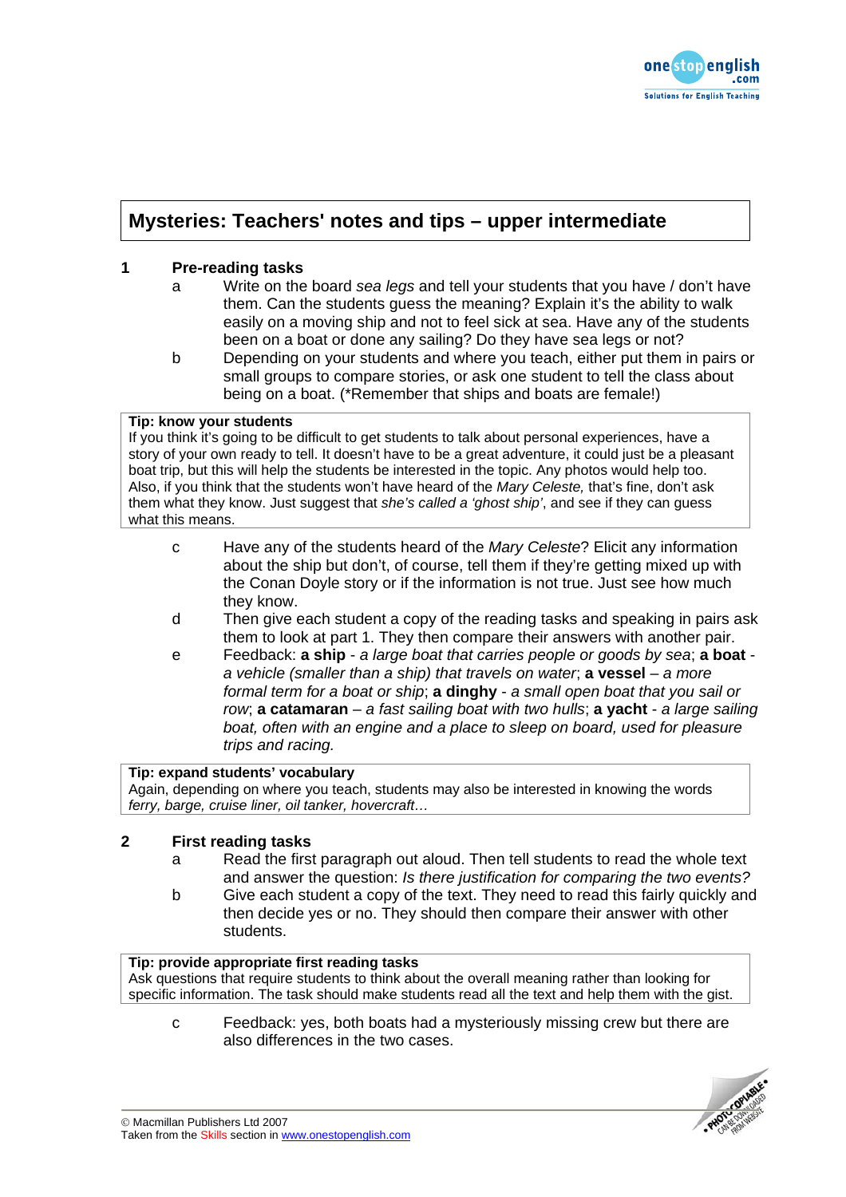# Mysteries: Teachers' notes and tips – upper intermediate

## 1 Pre-reading tasks

a. Write on the board *sea legs* and tell your students that you have / don't have them. Can the students guess the meaning? Explain it's the ability to walk easily on a moving ship and not to feel sick at sea. Have any of the students been on a boat or done any sailing? Do they have sea legs or not?

b. Depending on your students and where you teach, either put them in pairs or small groups to compare stories, or ask one student to tell the class about being on a boat. (*Remember that ships and boats are female!)

> **Tip: know your students**
> If you think it's going to be difficult to get students to talk about personal experiences, have a story of your own ready to tell. It doesn't have to be a great adventure, it could just be a pleasant boat trip, but this will help the students be interested in the topic. Any photos would help too. Also, if you think that the students won't have heard of the *Mary Celeste,* that's fine, don't ask them what they know. Just suggest that *she's called a 'ghost ship'*, and see if they can guess what this means.

c. Have any of the students heard of the *Mary Celeste*? Elicit any information about the ship but don't, of course, tell them if they're getting mixed up with the Conan Doyle story or if the information is not true. Just see how much they know.

d. Then give each student a copy of the reading tasks and speaking in pairs ask them to look at part 1. They then compare their answers with another pair.

e. Feedback: **a ship** - *a large boat that carries people or goods by sea*; **a boat** - *a vehicle (smaller than a ship) that travels on water*; **a vessel** – *a more formal term for a boat or ship*; **a dinghy** - *a small open boat that you sail or row*; **a catamaran** – *a fast sailing boat with two hulls*; **a yacht** - *a large sailing boat, often with an engine and a place to sleep on board, used for pleasure trips and racing.*

> **Tip: expand students' vocabulary**
> Again, depending on where you teach, students may also be interested in knowing the words *ferry, barge, cruise liner, oil tanker, hovercraft…*

## 2 First reading tasks

a. Read the first paragraph out aloud. Then tell students to read the whole text and answer the question: *Is there justification for comparing the two events?*

b. Give each student a copy of the text. They need to read this fairly quickly and then decide yes or no. They should then compare their answer with other students.

> **Tip: provide appropriate first reading tasks**
> Ask questions that require students to think about the overall meaning rather than looking for specific information. The task should make students read all the text and help them with the gist.

c. Feedback: yes, both boats had a mysteriously missing crew but there are also differences in the two cases.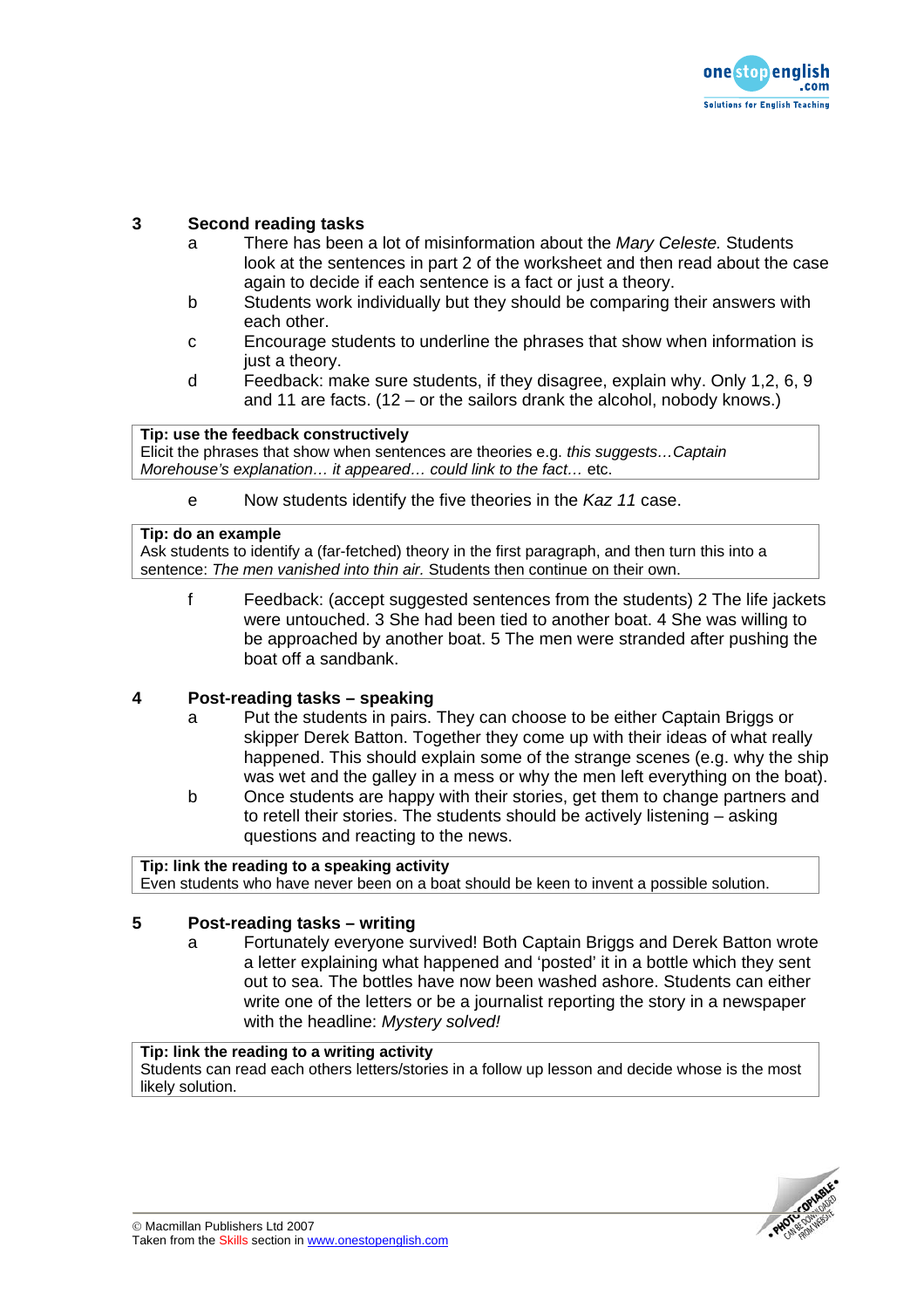## 3 Second reading tasks

a. There has been a lot of misinformation about the *Mary Celeste.* Students look at the sentences in part 2 of the worksheet and then read about the case again to decide if each sentence is a fact or just a theory.

b. Students work individually but they should be comparing their answers with each other.

c. Encourage students to underline the phrases that show when information is just a theory.

d. Feedback: make sure students, if they disagree, explain why. Only 1,2, 6, 9 and 11 are facts. (12 – or the sailors drank the alcohol, nobody knows.)

> **Tip: use the feedback constructively**
> Elicit the phrases that show when sentences are theories e.g. *this suggests…Captain Morehouse's explanation… it appeared… could link to the fact…* etc.

e. Now students identify the five theories in the *Kaz 11* case.

> **Tip: do an example**
> Ask students to identify a (far-fetched) theory in the first paragraph, and then turn this into a sentence: *The men vanished into thin air.* Students then continue on their own.

f. Feedback: (accept suggested sentences from the students) 2 The life jackets were untouched. 3 She had been tied to another boat. 4 She was willing to be approached by another boat. 5 The men were stranded after pushing the boat off a sandbank.

## 4 Post-reading tasks – speaking

a. Put the students in pairs. They can choose to be either Captain Briggs or skipper Derek Batton. Together they come up with their ideas of what really happened. This should explain some of the strange scenes (e.g. why the ship was wet and the galley in a mess or why the men left everything on the boat).

b. Once students are happy with their stories, get them to change partners and to retell their stories. The students should be actively listening – asking questions and reacting to the news.

> **Tip: link the reading to a speaking activity**
> Even students who have never been on a boat should be keen to invent a possible solution.

## 5 Post-reading tasks – writing

a. Fortunately everyone survived! Both Captain Briggs and Derek Batton wrote a letter explaining what happened and 'posted' it in a bottle which they sent out to sea. The bottles have now been washed ashore. Students can either write one of the letters or be a journalist reporting the story in a newspaper with the headline: *Mystery solved!*

> **Tip: link the reading to a writing activity**
> Students can read each others letters/stories in a follow up lesson and decide whose is the most likely solution.

© Macmillan Publishers Ltd 2007
Taken from the Skills section in www.onestopenglish.com